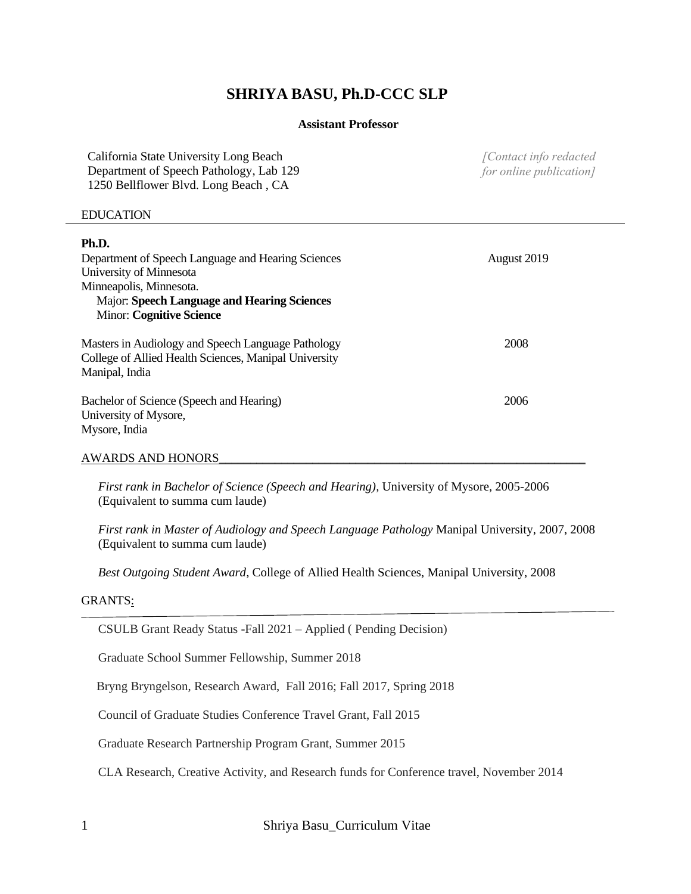# SHRIYA BASU, Ph.D-CCC SLP

**Assistant Professor**

California State University Long Beach
Department of Speech Pathology, Lab 129
1250 Bellflower Blvd. Long Beach , CA

*[Contact info redacted for online publication]*

## EDUCATION

**Ph.D.**
Department of Speech Language and Hearing Sciences — August 2019
University of Minnesota
Minneapolis, Minnesota.
Major: **Speech Language and Hearing Sciences**
Minor: **Cognitive Science**

Masters in Audiology and Speech Language Pathology — 2008
College of Allied Health Sciences, Manipal University
Manipal, India

Bachelor of Science (Speech and Hearing) — 2006
University of Mysore,
Mysore, India

## AWARDS AND HONORS

*First rank in Bachelor of Science (Speech and Hearing),* University of Mysore, 2005-2006 (Equivalent to summa cum laude)

*First rank in Master of Audiology and Speech Language Pathology* Manipal University, 2007, 2008 (Equivalent to summa cum laude)

*Best Outgoing Student Award*, College of Allied Health Sciences, Manipal University, 2008

## GRANTS:

CSULB Grant Ready Status -Fall 2021 – Applied ( Pending Decision)

Graduate School Summer Fellowship, Summer 2018

Bryng Bryngelson, Research Award, Fall 2016; Fall 2017, Spring 2018

Council of Graduate Studies Conference Travel Grant, Fall 2015

Graduate Research Partnership Program Grant, Summer 2015

CLA Research, Creative Activity, and Research funds for Conference travel, November 2014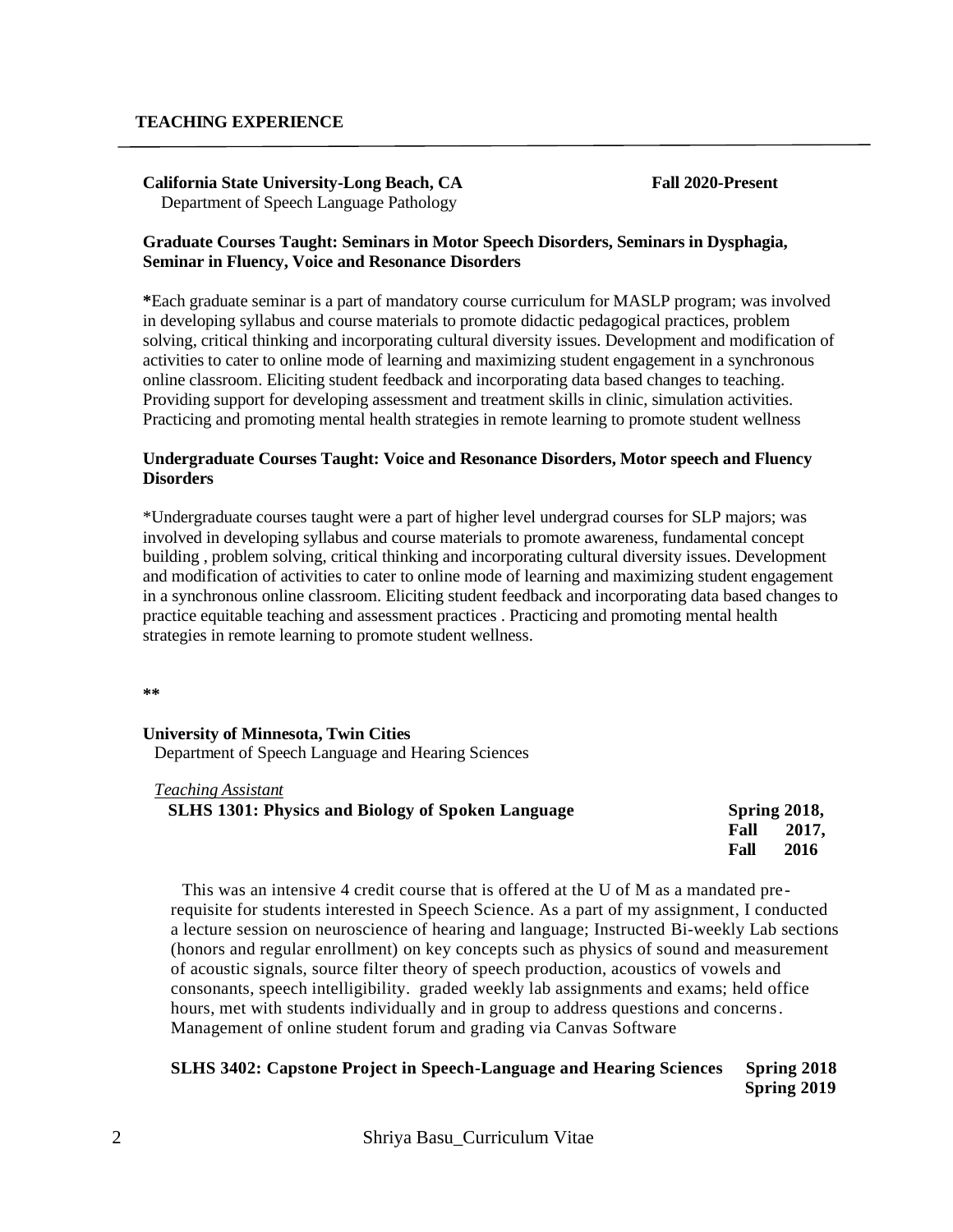## TEACHING EXPERIENCE

**California State University-Long Beach, CA** **Fall 2020-Present**
Department of Speech Language Pathology

**Graduate Courses Taught: Seminars in Motor Speech Disorders, Seminars in Dysphagia, Seminar in Fluency, Voice and Resonance Disorders**

**\***Each graduate seminar is a part of mandatory course curriculum for MASLP program; was involved in developing syllabus and course materials to promote didactic pedagogical practices, problem solving, critical thinking and incorporating cultural diversity issues. Development and modification of activities to cater to online mode of learning and maximizing student engagement in a synchronous online classroom. Eliciting student feedback and incorporating data based changes to teaching. Providing support for developing assessment and treatment skills in clinic, simulation activities. Practicing and promoting mental health strategies in remote learning to promote student wellness

**Undergraduate Courses Taught: Voice and Resonance Disorders, Motor speech and Fluency Disorders**

*Undergraduate courses taught were a part of higher level undergrad courses for SLP majors; was involved in developing syllabus and course materials to promote awareness, fundamental concept building , problem solving, critical thinking and incorporating cultural diversity issues. Development and modification of activities to cater to online mode of learning and maximizing student engagement in a synchronous online classroom. Eliciting student feedback and incorporating data based changes to practice equitable teaching and assessment practices . Practicing and promoting mental health strategies in remote learning to promote student wellness.

**\*\***

**University of Minnesota, Twin Cities**
Department of Speech Language and Hearing Sciences

*Teaching Assistant*

**SLHS 1301: Physics and Biology of Spoken Language** **Spring 2018, Fall 2017, Fall 2016**

This was an intensive 4 credit course that is offered at the U of M as a mandated pre-requisite for students interested in Speech Science. As a part of my assignment, I conducted a lecture session on neuroscience of hearing and language; Instructed Bi-weekly Lab sections (honors and regular enrollment) on key concepts such as physics of sound and measurement of acoustic signals, source filter theory of speech production, acoustics of vowels and consonants, speech intelligibility. graded weekly lab assignments and exams; held office hours, met with students individually and in group to address questions and concerns. Management of online student forum and grading via Canvas Software

**SLHS 3402: Capstone Project in Speech-Language and Hearing Sciences** **Spring 2018 Spring 2019**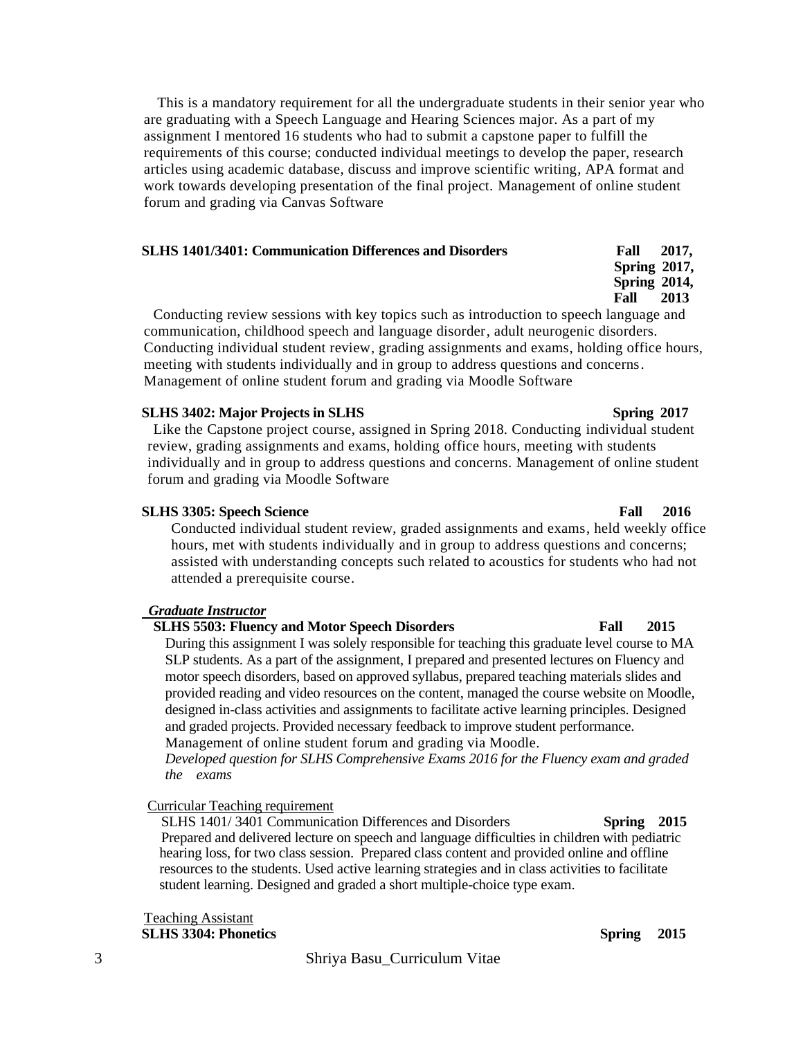This is a mandatory requirement for all the undergraduate students in their senior year who are graduating with a Speech Language and Hearing Sciences major. As a part of my assignment I mentored 16 students who had to submit a capstone paper to fulfill the requirements of this course; conducted individual meetings to develop the paper, research articles using academic database, discuss and improve scientific writing, APA format and work towards developing presentation of the final project. Management of online student forum and grading via Canvas Software

**SLHS 1401/3401: Communication Differences and Disorders** **Fall 2017, Spring 2017, Spring 2014, Fall 2013**

Conducting review sessions with key topics such as introduction to speech language and communication, childhood speech and language disorder, adult neurogenic disorders. Conducting individual student review, grading assignments and exams, holding office hours, meeting with students individually and in group to address questions and concerns. Management of online student forum and grading via Moodle Software

**SLHS 3402: Major Projects in SLHS** **Spring 2017**

Like the Capstone project course, assigned in Spring 2018. Conducting individual student review, grading assignments and exams, holding office hours, meeting with students individually and in group to address questions and concerns. Management of online student forum and grading via Moodle Software

**SLHS 3305: Speech Science** **Fall 2016**

Conducted individual student review, graded assignments and exams, held weekly office hours, met with students individually and in group to address questions and concerns; assisted with understanding concepts such related to acoustics for students who had not attended a prerequisite course.

***Graduate Instructor***

**SLHS 5503: Fluency and Motor Speech Disorders** **Fall 2015**

During this assignment I was solely responsible for teaching this graduate level course to MA SLP students. As a part of the assignment, I prepared and presented lectures on Fluency and motor speech disorders, based on approved syllabus, prepared teaching materials slides and provided reading and video resources on the content, managed the course website on Moodle, designed in-class activities and assignments to facilitate active learning principles. Designed and graded projects. Provided necessary feedback to improve student performance. Management of online student forum and grading via Moodle.

*Developed question for SLHS Comprehensive Exams 2016 for the Fluency exam and graded the exams*

Curricular Teaching requirement

SLHS 1401/ 3401 Communication Differences and Disorders **Spring 2015**

Prepared and delivered lecture on speech and language difficulties in children with pediatric hearing loss, for two class session. Prepared class content and provided online and offline resources to the students. Used active learning strategies and in class activities to facilitate student learning. Designed and graded a short multiple-choice type exam.

Teaching Assistant

**SLHS 3304: Phonetics** **Spring 2015**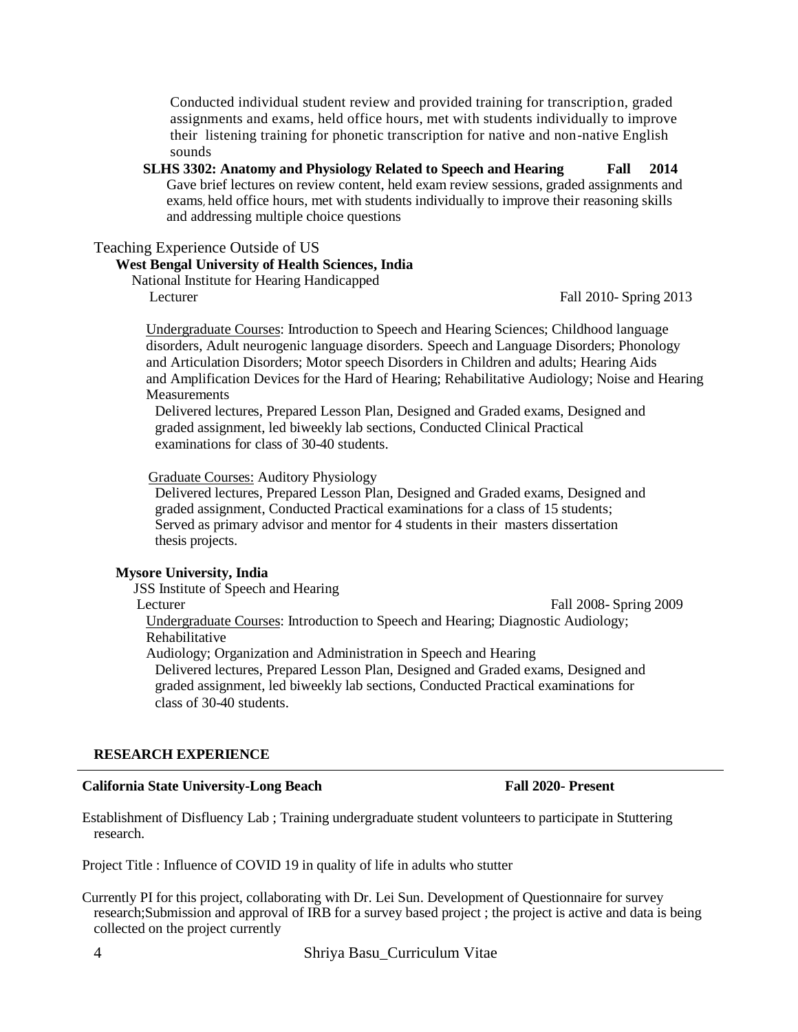Conducted individual student review and provided training for transcription, graded assignments and exams, held office hours, met with students individually to improve their listening training for phonetic transcription for native and non-native English sounds

**SLHS 3302: Anatomy and Physiology Related to Speech and Hearing** **Fall 2014**

Gave brief lectures on review content, held exam review sessions, graded assignments and exams, held office hours, met with students individually to improve their reasoning skills and addressing multiple choice questions

Teaching Experience Outside of US

**West Bengal University of Health Sciences, India**

National Institute for Hearing Handicapped

Lecturer — Fall 2010- Spring 2013

Undergraduate Courses: Introduction to Speech and Hearing Sciences; Childhood language disorders, Adult neurogenic language disorders. Speech and Language Disorders; Phonology and Articulation Disorders; Motor speech Disorders in Children and adults; Hearing Aids and Amplification Devices for the Hard of Hearing; Rehabilitative Audiology; Noise and Hearing Measurements

Delivered lectures, Prepared Lesson Plan, Designed and Graded exams, Designed and graded assignment, led biweekly lab sections, Conducted Clinical Practical examinations for class of 30-40 students.

Graduate Courses: Auditory Physiology

Delivered lectures, Prepared Lesson Plan, Designed and Graded exams, Designed and graded assignment, Conducted Practical examinations for a class of 15 students; Served as primary advisor and mentor for 4 students in their masters dissertation thesis projects.

**Mysore University, India**

JSS Institute of Speech and Hearing

Lecturer — Fall 2008- Spring 2009

Undergraduate Courses: Introduction to Speech and Hearing; Diagnostic Audiology; Rehabilitative Audiology; Organization and Administration in Speech and Hearing

Delivered lectures, Prepared Lesson Plan, Designed and Graded exams, Designed and graded assignment, led biweekly lab sections, Conducted Practical examinations for class of 30-40 students.

## RESEARCH EXPERIENCE

**California State University-Long Beach** **Fall 2020- Present**

Establishment of Disfluency Lab ; Training undergraduate student volunteers to participate in Stuttering research.

Project Title : Influence of COVID 19 in quality of life in adults who stutter

Currently PI for this project, collaborating with Dr. Lei Sun. Development of Questionnaire for survey research;Submission and approval of IRB for a survey based project ; the project is active and data is being collected on the project currently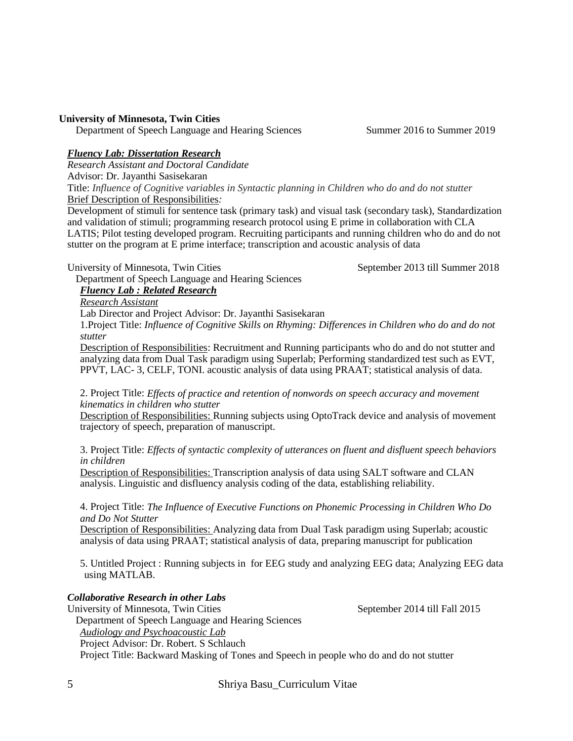**University of Minnesota, Twin Cities**
Department of Speech Language and Hearing Sciences Summer 2016 to Summer 2019

***<u>Fluency Lab: Dissertation Research</u>***
*Research Assistant and Doctoral Candidate*
Advisor: Dr. Jayanthi Sasisekaran
Title: *Influence of Cognitive variables in Syntactic planning in Children who do and do not stutter*
<u>Brief Description of Responsibilities</u>*:*
Development of stimuli for sentence task (primary task) and visual task (secondary task), Standardization and validation of stimuli; programming research protocol using E prime in collaboration with CLA LATIS; Pilot testing developed program. Recruiting participants and running children who do and do not stutter on the program at E prime interface; transcription and acoustic analysis of data

University of Minnesota, Twin Cities September 2013 till Summer 2018
Department of Speech Language and Hearing Sciences
***<u>Fluency Lab : Related Research</u>***
*<u>Research Assistant</u>*
Lab Director and Project Advisor: Dr. Jayanthi Sasisekaran

1.Project Title: *Influence of Cognitive Skills on Rhyming: Differences in Children who do and do not stutter*
<u>Description of Responsibilities</u>: Recruitment and Running participants who do and do not stutter and analyzing data from Dual Task paradigm using Superlab; Performing standardized test such as EVT, PPVT, LAC- 3, CELF, TONI. acoustic analysis of data using PRAAT; statistical analysis of data.

2. Project Title: *Effects of practice and retention of nonwords on speech accuracy and movement kinematics in children who stutter*
<u>Description of Responsibilities:</u> Running subjects using OptoTrack device and analysis of movement trajectory of speech, preparation of manuscript.

3. Project Title: *Effects of syntactic complexity of utterances on fluent and disfluent speech behaviors in children*
<u>Description of Responsibilities:</u> Transcription analysis of data using SALT software and CLAN analysis. Linguistic and disfluency analysis coding of the data, establishing reliability.

4. Project Title: *The Influence of Executive Functions on Phonemic Processing in Children Who Do and Do Not Stutter*
<u>Description of Responsibilities:</u> Analyzing data from Dual Task paradigm using Superlab; acoustic analysis of data using PRAAT; statistical analysis of data, preparing manuscript for publication

5. Untitled Project : Running subjects in for EEG study and analyzing EEG data; Analyzing EEG data using MATLAB.

***Collaborative Research in other Labs***
University of Minnesota, Twin Cities September 2014 till Fall 2015
Department of Speech Language and Hearing Sciences
*<u>Audiology and Psychoacoustic Lab</u>*
Project Advisor: Dr. Robert. S Schlauch
Project Title: Backward Masking of Tones and Speech in people who do and do not stutter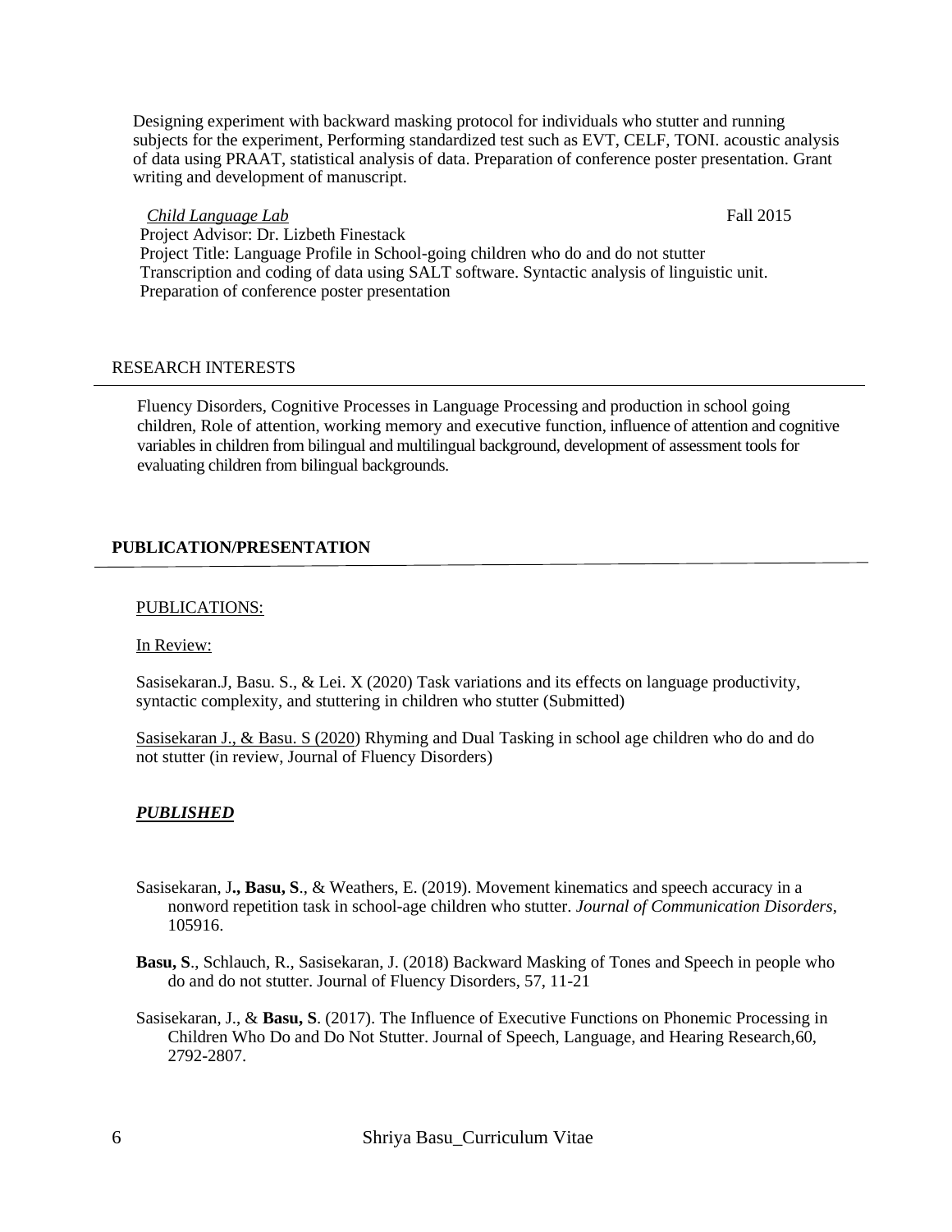Designing experiment with backward masking protocol for individuals who stutter and running subjects for the experiment, Performing standardized test such as EVT, CELF, TONI. acoustic analysis of data using PRAAT, statistical analysis of data. Preparation of conference poster presentation. Grant writing and development of manuscript.

*Child Language Lab* Fall 2015

Project Advisor: Dr. Lizbeth Finestack
Project Title: Language Profile in School-going children who do and do not stutter
Transcription and coding of data using SALT software. Syntactic analysis of linguistic unit.
Preparation of conference poster presentation

## RESEARCH INTERESTS

Fluency Disorders, Cognitive Processes in Language Processing and production in school going children, Role of attention, working memory and executive function, influence of attention and cognitive variables in children from bilingual and multilingual background, development of assessment tools for evaluating children from bilingual backgrounds.

## PUBLICATION/PRESENTATION

PUBLICATIONS:

In Review:

Sasisekaran.J, Basu. S., & Lei. X (2020) Task variations and its effects on language productivity, syntactic complexity, and stuttering in children who stutter (Submitted)

Sasisekaran J., & Basu. S (2020) Rhyming and Dual Tasking in school age children who do and do not stutter (in review, Journal of Fluency Disorders)

***PUBLISHED***

Sasisekaran, J**., Basu, S**., & Weathers, E. (2019). Movement kinematics and speech accuracy in a nonword repetition task in school-age children who stutter. *Journal of Communication Disorders*, 105916.

**Basu, S**., Schlauch, R., Sasisekaran, J. (2018) Backward Masking of Tones and Speech in people who do and do not stutter. Journal of Fluency Disorders, 57, 11-21

Sasisekaran, J., & **Basu, S**. (2017). The Influence of Executive Functions on Phonemic Processing in Children Who Do and Do Not Stutter. Journal of Speech, Language, and Hearing Research,60, 2792-2807.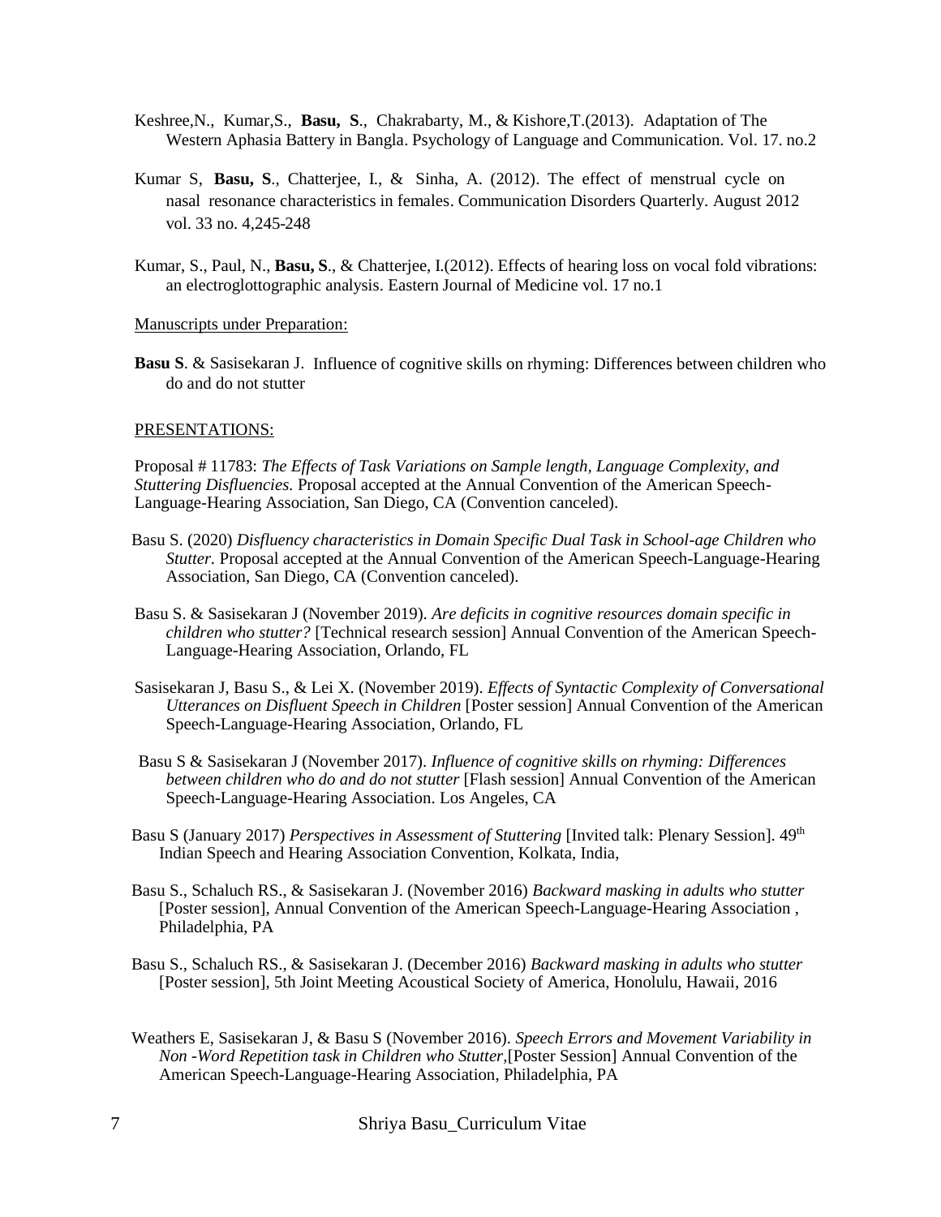Keshree,N., Kumar,S., **Basu, S**., Chakrabarty, M., & Kishore,T.(2013). Adaptation of The Western Aphasia Battery in Bangla. Psychology of Language and Communication. Vol. 17. no.2

Kumar S, **Basu, S**., Chatterjee, I., & Sinha, A. (2012). The effect of menstrual cycle on nasal resonance characteristics in females. Communication Disorders Quarterly. August 2012 vol. 33 no. 4,245-248

Kumar, S., Paul, N., **Basu, S**., & Chatterjee, I.(2012). Effects of hearing loss on vocal fold vibrations: an electroglottographic analysis. Eastern Journal of Medicine vol. 17 no.1

Manuscripts under Preparation:

**Basu S**. & Sasisekaran J. Influence of cognitive skills on rhyming: Differences between children who do and do not stutter

PRESENTATIONS:

Proposal # 11783: *The Effects of Task Variations on Sample length, Language Complexity, and Stuttering Disfluencies.* Proposal accepted at the Annual Convention of the American Speech-Language-Hearing Association, San Diego, CA (Convention canceled).

Basu S. (2020) *Disfluency characteristics in Domain Specific Dual Task in School-age Children who Stutter.* Proposal accepted at the Annual Convention of the American Speech-Language-Hearing Association, San Diego, CA (Convention canceled).

Basu S. & Sasisekaran J (November 2019). *Are deficits in cognitive resources domain specific in children who stutter?* [Technical research session] Annual Convention of the American Speech-Language-Hearing Association, Orlando, FL

Sasisekaran J, Basu S., & Lei X. (November 2019). *Effects of Syntactic Complexity of Conversational Utterances on Disfluent Speech in Children* [Poster session] Annual Convention of the American Speech-Language-Hearing Association, Orlando, FL

Basu S & Sasisekaran J (November 2017). *Influence of cognitive skills on rhyming: Differences between children who do and do not stutter* [Flash session] Annual Convention of the American Speech-Language-Hearing Association. Los Angeles, CA

Basu S (January 2017) *Perspectives in Assessment of Stuttering* [Invited talk: Plenary Session]. 49th Indian Speech and Hearing Association Convention, Kolkata, India,

Basu S., Schaluch RS., & Sasisekaran J. (November 2016) *Backward masking in adults who stutter* [Poster session], Annual Convention of the American Speech-Language-Hearing Association , Philadelphia, PA

Basu S., Schaluch RS., & Sasisekaran J. (December 2016) *Backward masking in adults who stutter* [Poster session], 5th Joint Meeting Acoustical Society of America, Honolulu, Hawaii, 2016

Weathers E, Sasisekaran J, & Basu S (November 2016). *Speech Errors and Movement Variability in Non -Word Repetition task in Children who Stutter*,[Poster Session] Annual Convention of the American Speech-Language-Hearing Association, Philadelphia, PA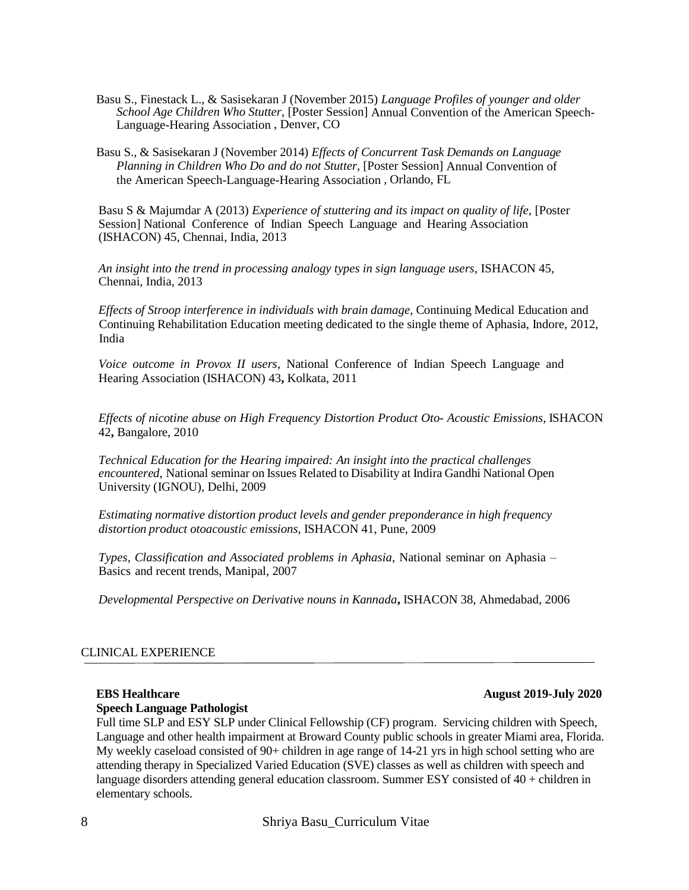Basu S., Finestack L., & Sasisekaran J (November 2015) *Language Profiles of younger and older School Age Children Who Stutter,* [Poster Session] Annual Convention of the American Speech-Language-Hearing Association , Denver, CO

Basu S., & Sasisekaran J (November 2014) *Effects of Concurrent Task Demands on Language Planning in Children Who Do and do not Stutter,* [Poster Session] Annual Convention of the American Speech-Language-Hearing Association , Orlando, FL

Basu S & Majumdar A (2013) *Experience of stuttering and its impact on quality of life,* [Poster Session] National Conference of Indian Speech Language and Hearing Association (ISHACON) 45, Chennai, India, 2013

*An insight into the trend in processing analogy types in sign language users,* ISHACON 45, Chennai, India, 2013

*Effects of Stroop interference in individuals with brain damage*, Continuing Medical Education and Continuing Rehabilitation Education meeting dedicated to the single theme of Aphasia, Indore, 2012, India

*Voice outcome in Provox II users*, National Conference of Indian Speech Language and Hearing Association (ISHACON) 43**,** Kolkata, 2011

*Effects of nicotine abuse on High Frequency Distortion Product Oto- Acoustic Emissions*, ISHACON 42**,** Bangalore, 2010

*Technical Education for the Hearing impaired: An insight into the practical challenges encountered,* National seminar on Issues Related to Disability at Indira Gandhi National Open University (IGNOU), Delhi, 2009

*Estimating normative distortion product levels and gender preponderance in high frequency distortion product otoacoustic emissions*, ISHACON 41, Pune, 2009

*Types, Classification and Associated problems in Aphasia,* National seminar on Aphasia – Basics and recent trends, Manipal, 2007

*Developmental Perspective on Derivative nouns in Kannada***,** ISHACON 38, Ahmedabad, 2006

## CLINICAL EXPERIENCE

**EBS Healthcare** **August 2019-July 2020**
**Speech Language Pathologist**

Full time SLP and ESY SLP under Clinical Fellowship (CF) program. Servicing children with Speech, Language and other health impairment at Broward County public schools in greater Miami area, Florida. My weekly caseload consisted of 90+ children in age range of 14-21 yrs in high school setting who are attending therapy in Specialized Varied Education (SVE) classes as well as children with speech and language disorders attending general education classroom. Summer ESY consisted of 40 + children in elementary schools.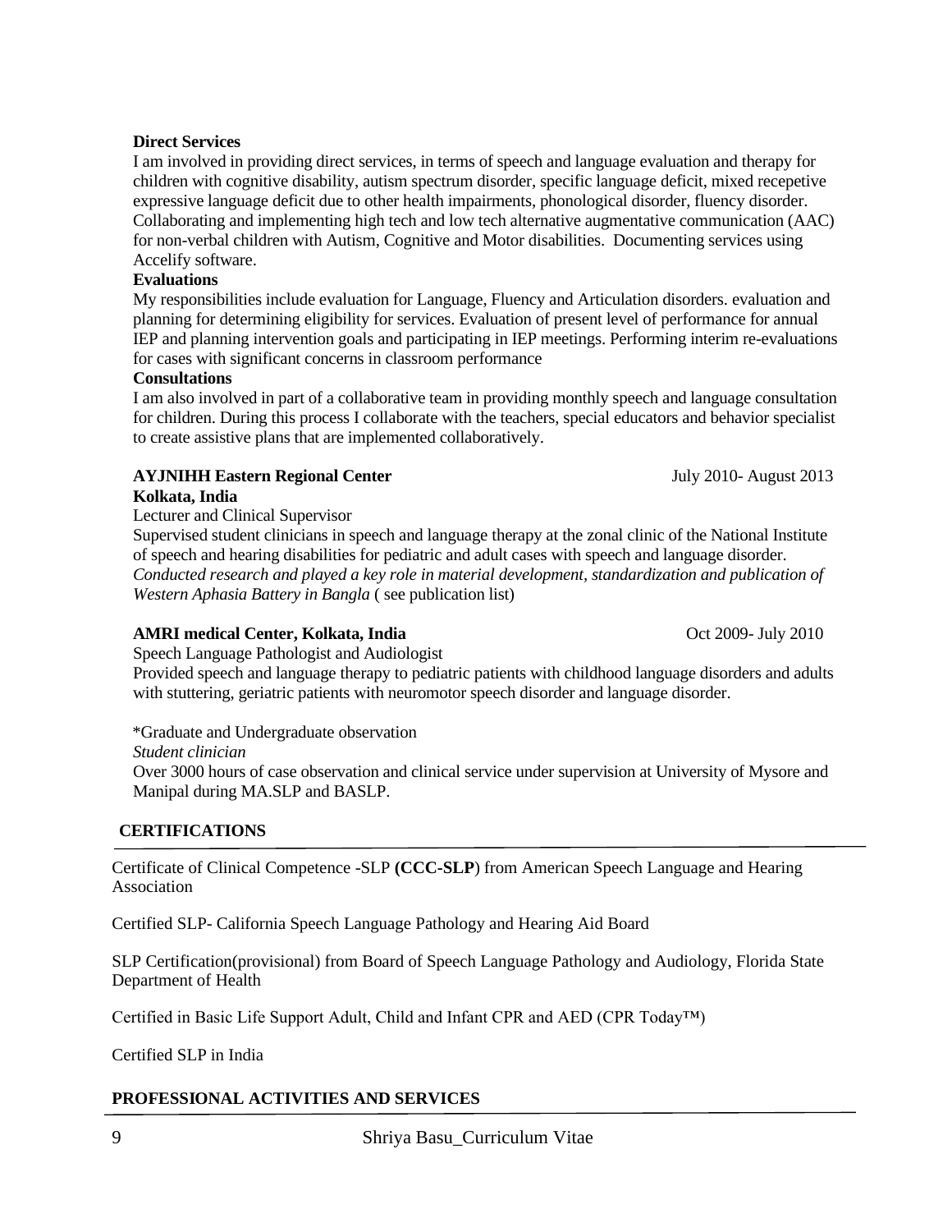**Direct Services**

I am involved in providing direct services, in terms of speech and language evaluation and therapy for children with cognitive disability, autism spectrum disorder, specific language deficit, mixed recepetive expressive language deficit due to other health impairments, phonological disorder, fluency disorder. Collaborating and implementing high tech and low tech alternative augmentative communication (AAC) for non-verbal children with Autism, Cognitive and Motor disabilities. Documenting services using Accelify software.

**Evaluations**

My responsibilities include evaluation for Language, Fluency and Articulation disorders. evaluation and planning for determining eligibility for services. Evaluation of present level of performance for annual IEP and planning intervention goals and participating in IEP meetings. Performing interim re-evaluations for cases with significant concerns in classroom performance

**Consultations**

I am also involved in part of a collaborative team in providing monthly speech and language consultation for children. During this process I collaborate with the teachers, special educators and behavior specialist to create assistive plans that are implemented collaboratively.

**AYJNIHH Eastern Regional Center** July 2010- August 2013
**Kolkata, India**

Lecturer and Clinical Supervisor

Supervised student clinicians in speech and language therapy at the zonal clinic of the National Institute of speech and hearing disabilities for pediatric and adult cases with speech and language disorder. *Conducted research and played a key role in material development, standardization and publication of Western Aphasia Battery in Bangla* ( see publication list)

**AMRI medical Center, Kolkata, India** Oct 2009- July 2010

Speech Language Pathologist and Audiologist

Provided speech and language therapy to pediatric patients with childhood language disorders and adults with stuttering, geriatric patients with neuromotor speech disorder and language disorder.

*Graduate and Undergraduate observation

*Student clinician*

Over 3000 hours of case observation and clinical service under supervision at University of Mysore and Manipal during MA.SLP and BASLP.

## CERTIFICATIONS

Certificate of Clinical Competence -SLP **(CCC-SLP**) from American Speech Language and Hearing Association

Certified SLP- California Speech Language Pathology and Hearing Aid Board

SLP Certification(provisional) from Board of Speech Language Pathology and Audiology, Florida State Department of Health

Certified in Basic Life Support Adult, Child and Infant CPR and AED (CPR Today™)

Certified SLP in India

## PROFESSIONAL ACTIVITIES AND SERVICES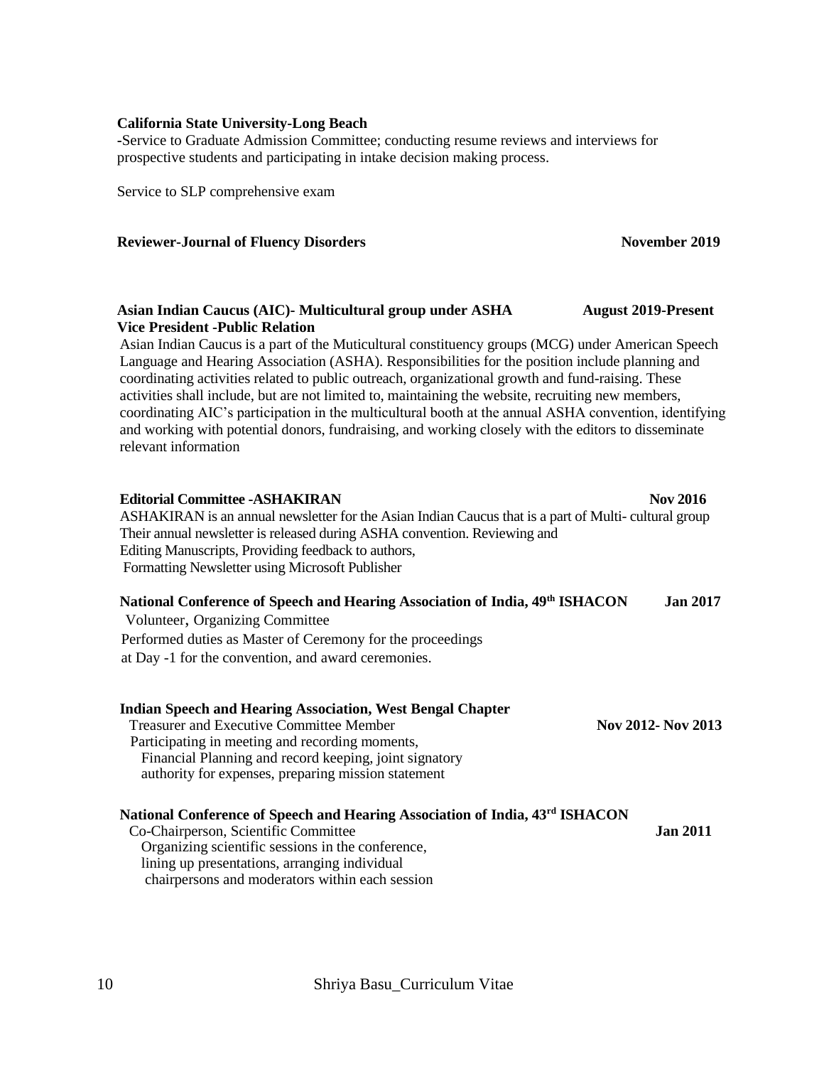**California State University-Long Beach**

-Service to Graduate Admission Committee; conducting resume reviews and interviews for prospective students and participating in intake decision making process.

Service to SLP comprehensive exam

**Reviewer-Journal of Fluency Disorders** **November 2019**

**Asian Indian Caucus (AIC)- Multicultural group under ASHA** **August 2019-Present**
**Vice President -Public Relation**

Asian Indian Caucus is a part of the Muticultural constituency groups (MCG) under American Speech Language and Hearing Association (ASHA). Responsibilities for the position include planning and coordinating activities related to public outreach, organizational growth and fund-raising. These activities shall include, but are not limited to, maintaining the website, recruiting new members, coordinating AIC's participation in the multicultural booth at the annual ASHA convention, identifying and working with potential donors, fundraising, and working closely with the editors to disseminate relevant information

**Editorial Committee -ASHAKIRAN** **Nov 2016**

ASHAKIRAN is an annual newsletter for the Asian Indian Caucus that is a part of Multi- cultural group Their annual newsletter is released during ASHA convention. Reviewing and Editing Manuscripts, Providing feedback to authors, Formatting Newsletter using Microsoft Publisher

**National Conference of Speech and Hearing Association of India, 49th ISHACON** **Jan 2017**

Volunteer, Organizing Committee
Performed duties as Master of Ceremony for the proceedings at Day -1 for the convention, and award ceremonies.

**Indian Speech and Hearing Association, West Bengal Chapter**

Treasurer and Executive Committee Member **Nov 2012- Nov 2013**
Participating in meeting and recording moments,
Financial Planning and record keeping, joint signatory authority for expenses, preparing mission statement

**National Conference of Speech and Hearing Association of India, 43rd ISHACON**

Co-Chairperson, Scientific Committee **Jan 2011**
Organizing scientific sessions in the conference, lining up presentations, arranging individual chairpersons and moderators within each session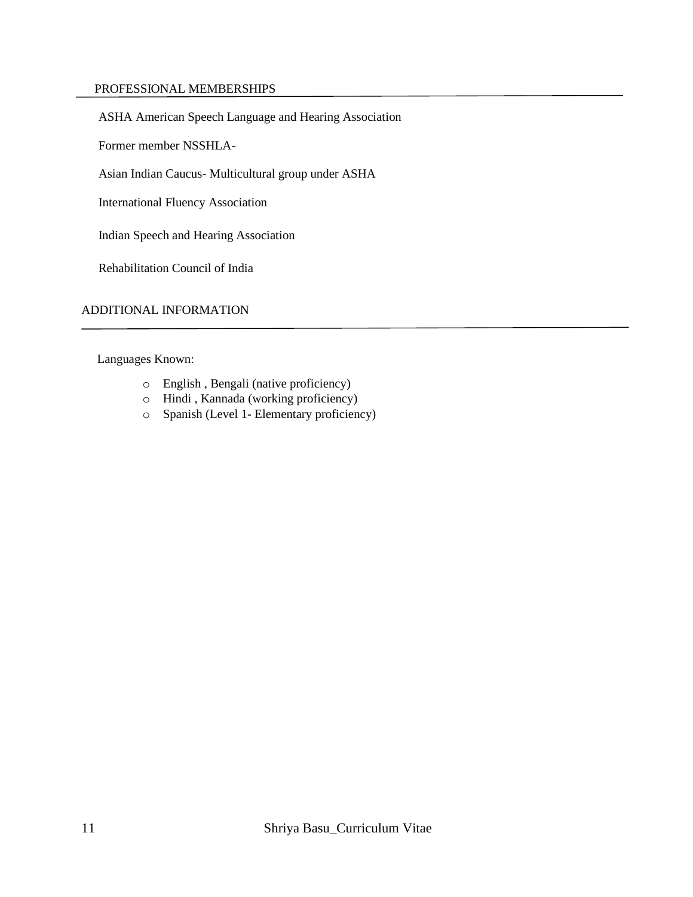## PROFESSIONAL MEMBERSHIPS

ASHA American Speech Language and Hearing Association

Former member NSSHLA-

Asian Indian Caucus- Multicultural group under ASHA

International Fluency Association

Indian Speech and Hearing Association

Rehabilitation Council of India

## ADDITIONAL INFORMATION

Languages Known:

- English , Bengali (native proficiency)
- Hindi , Kannada (working proficiency)
- Spanish (Level 1- Elementary proficiency)